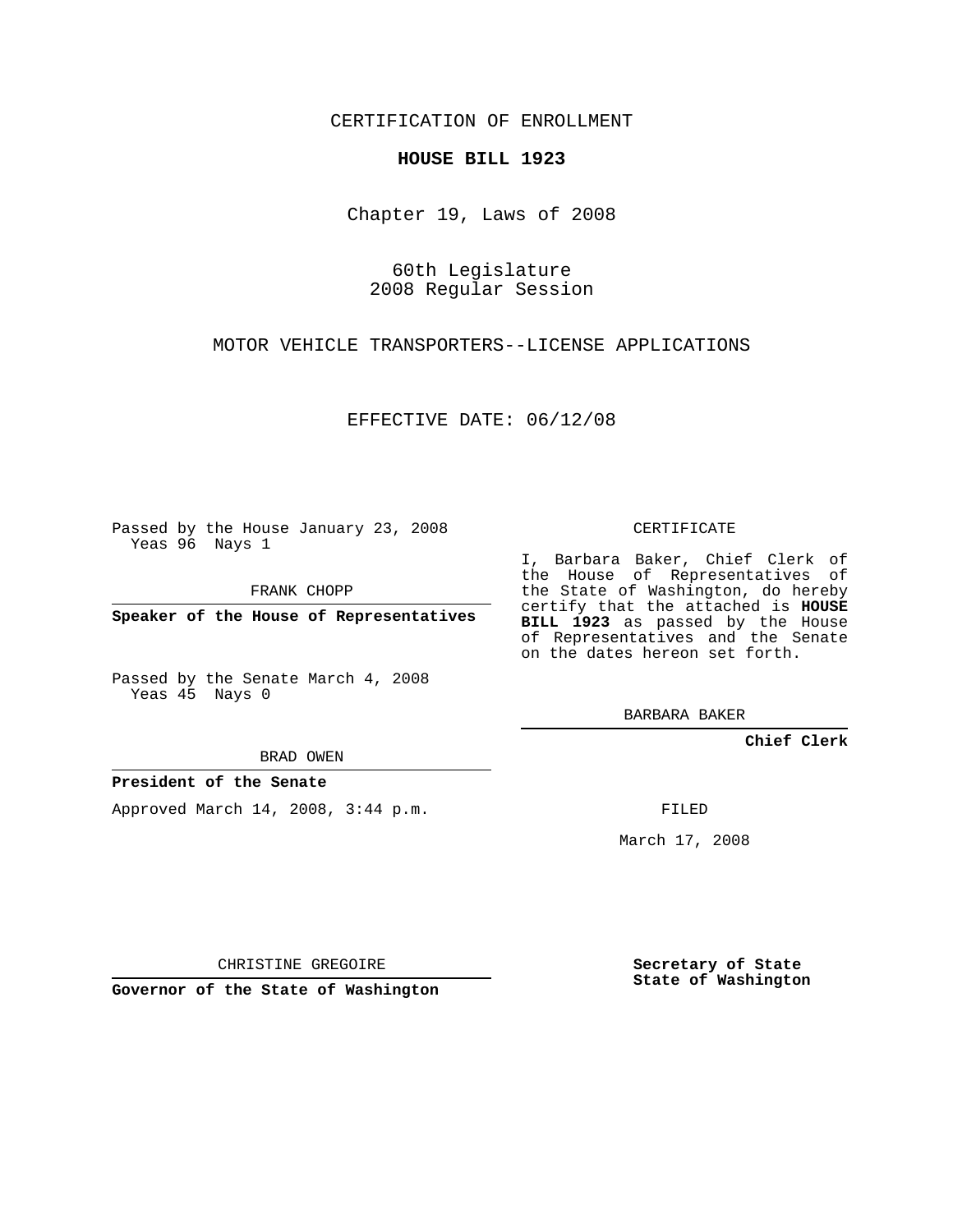CERTIFICATION OF ENROLLMENT

**HOUSE BILL 1923**

Chapter 19, Laws of 2008

60th Legislature
2008 Regular Session

MOTOR VEHICLE TRANSPORTERS--LICENSE APPLICATIONS

EFFECTIVE DATE: 06/12/08

Passed by the House January 23, 2008
Yeas 96 Nays 1

FRANK CHOPP

**Speaker of the House of Representatives**

Passed by the Senate March 4, 2008
Yeas 45 Nays 0

BRAD OWEN

**President of the Senate**

Approved March 14, 2008, 3:44 p.m.

CHRISTINE GREGOIRE

**Governor of the State of Washington**

CERTIFICATE

I, Barbara Baker, Chief Clerk of the House of Representatives of the State of Washington, do hereby certify that the attached is **HOUSE BILL 1923** as passed by the House of Representatives and the Senate on the dates hereon set forth.

BARBARA BAKER

**Chief Clerk**

FILED

March 17, 2008

**Secretary of State**
**State of Washington**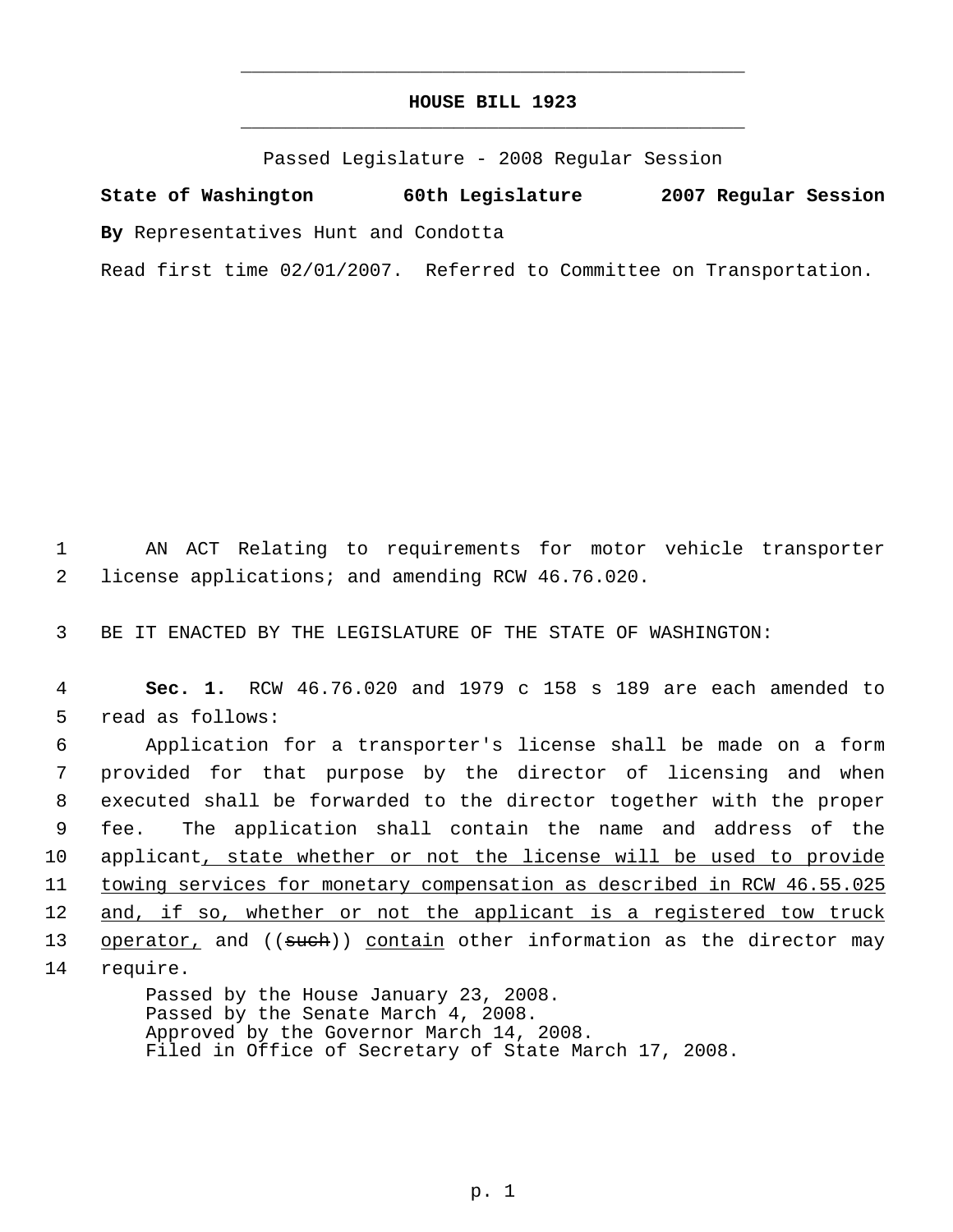# HOUSE BILL 1923

Passed Legislature - 2008 Regular Session

**State of Washington 60th Legislature 2007 Regular Session**

**By** Representatives Hunt and Condotta

Read first time 02/01/2007. Referred to Committee on Transportation.

AN ACT Relating to requirements for motor vehicle transporter license applications; and amending RCW 46.76.020.

BE IT ENACTED BY THE LEGISLATURE OF THE STATE OF WASHINGTON:

**Sec. 1.** RCW 46.76.020 and 1979 c 158 s 189 are each amended to read as follows:

Application for a transporter's license shall be made on a form provided for that purpose by the director of licensing and when executed shall be forwarded to the director together with the proper fee. The application shall contain the name and address of the applicant, state whether or not the license will be used to provide towing services for monetary compensation as described in RCW 46.55.025 and, if so, whether or not the applicant is a registered tow truck operator, and ((~~such~~)) contain other information as the director may require.

Passed by the House January 23, 2008.
Passed by the Senate March 4, 2008.
Approved by the Governor March 14, 2008.
Filed in Office of Secretary of State March 17, 2008.